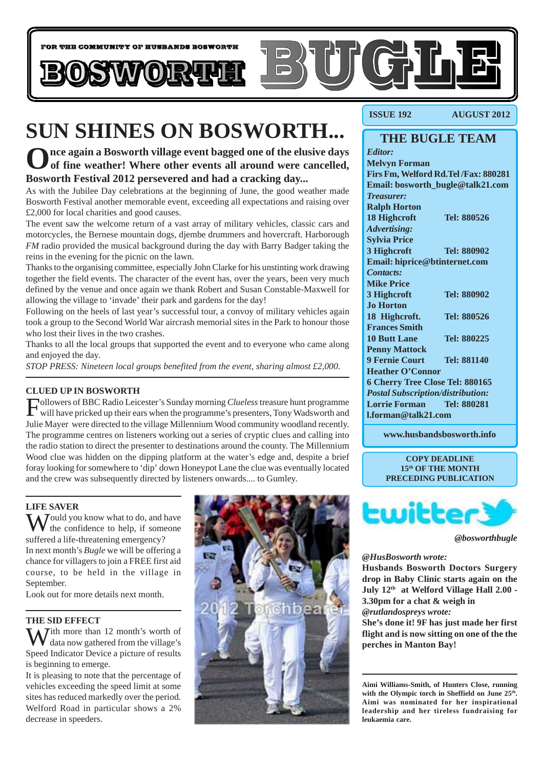FOR THE COMMUNITY OF HUSBANDS BOSWORTH

# BOSWORTH BUGLE

**ISSUE 192 AUGUST 2012**

## SUN SHINES ON BOSWORTH...

**Once again a Bosworth village event bagged one of the elusive days of fine weather! Where other events all around were cancelled, Bosworth Festival 2012 persevered and had a cracking day...**

As with the Jubilee Day celebrations at the beginning of June, the good weather made Bosworth Festival another memorable event, exceeding all expectations and raising over £2,000 for local charities and good causes.

The event saw the welcome return of a vast array of military vehicles, classic cars and motorcycles, the Bernese mountain dogs, djembe drummers and hovercraft. Harborough *FM* radio provided the musical background during the day with Barry Badger taking the reins in the evening for the picnic on the lawn.

Thanks to the organising committee, especially John Clarke for his unstinting work drawing together the field events. The character of the event has, over the years, been very much defined by the venue and once again we thank Robert and Susan Constable-Maxwell for allowing the village to 'invade' their park and gardens for the day!

Following on the heels of last year's successful tour, a convoy of military vehicles again took a group to the Second World War aircrash memorial sites in the Park to honour those who lost their lives in the two crashes.

Thanks to all the local groups that supported the event and to everyone who came along and enjoyed the day.

*STOP PRESS: Nineteen local groups benefited from the event, sharing almost £2,000.*

### CLUED UP IN BOSWORTH

Followers of BBC Radio Leicester's Sunday morning *Clueless* treasure hunt programme will have pricked up their ears when the programme's presenters, Tony Wadsworth and Julie Mayer were directed to the village Millennium Wood community woodland recently. The programme centres on listeners working out a series of cryptic clues and calling into the radio station to direct the presenter to destinations around the county. The Millennium Wood clue was hidden on the dipping platform at the water's edge and, despite a brief foray looking for somewhere to 'dip' down Honeypot Lane the clue was eventually located and the crew was subsequently directed by listeners onwards.... to Gumley.

### LIFE SAVER

Would you know what to do, and have the confidence to help, if someone suffered a life-threatening emergency?

In next month's *Bugle* we will be offering a chance for villagers to join a FREE first aid course, to be held in the village in September.

Look out for more details next month.

### THE SID EFFECT

With more than 12 month's worth of data now gathered from the village's Speed Indicator Device a picture of results is beginning to emerge.

It is pleasing to note that the percentage of vehicles exceeding the speed limit at some sites has reduced markedly over the period. Welford Road in particular shows a 2% decrease in speeders.

2012 Torchbearer

**Aimi Williams-Smith, of Hunters Close, running with the Olympic torch in Sheffield on June 25th. Aimi was nominated for her inspirational leadership and her tireless fundraising for leukaemia care.**

### THE BUGLE TEAM

***Editor:***
**Melvyn Forman**
**Firs Fm, Welford Rd.Tel /Fax: 880281**
**Email: bosworth_bugle@talk21.com**

***Treasurer:***
**Ralph Horton**
**18 Highcroft Tel: 880526**

***Advertising:***
**Sylvia Price**
**3 Highcroft Tel: 880902**
**Email: hiprice@btinternet.com**

***Contacts:***
**Mike Price**
**3 Highcroft Tel: 880902**
**Jo Horton**
**18 Highcroft. Tel: 880526**
**Frances Smith**
**10 Butt Lane Tel: 880225**
**Penny Mattock**
**9 Fernie Court Tel: 881140**
**Heather O'Connor**
**6 Cherry Tree Close Tel: 880165**

***Postal Subscription/distribution:***
**Lorrie Forman Tel: 880281**
**l.forman@talk21.com**

**www.husbandsbosworth.info**

**COPY DEADLINE 15th OF THE MONTH PRECEDING PUBLICATION**

twitter

***@bosworthbugle***

***@HusBosworth wrote:***
**Husbands Bosworth Doctors Surgery drop in Baby Clinic starts again on the July 12th at Welford Village Hall 2.00 - 3.30pm for a chat & weigh in**

***@rutlandospreys wrote:***
**She's done it! 9F has just made her first flight and is now sitting on one of the the perches in Manton Bay!**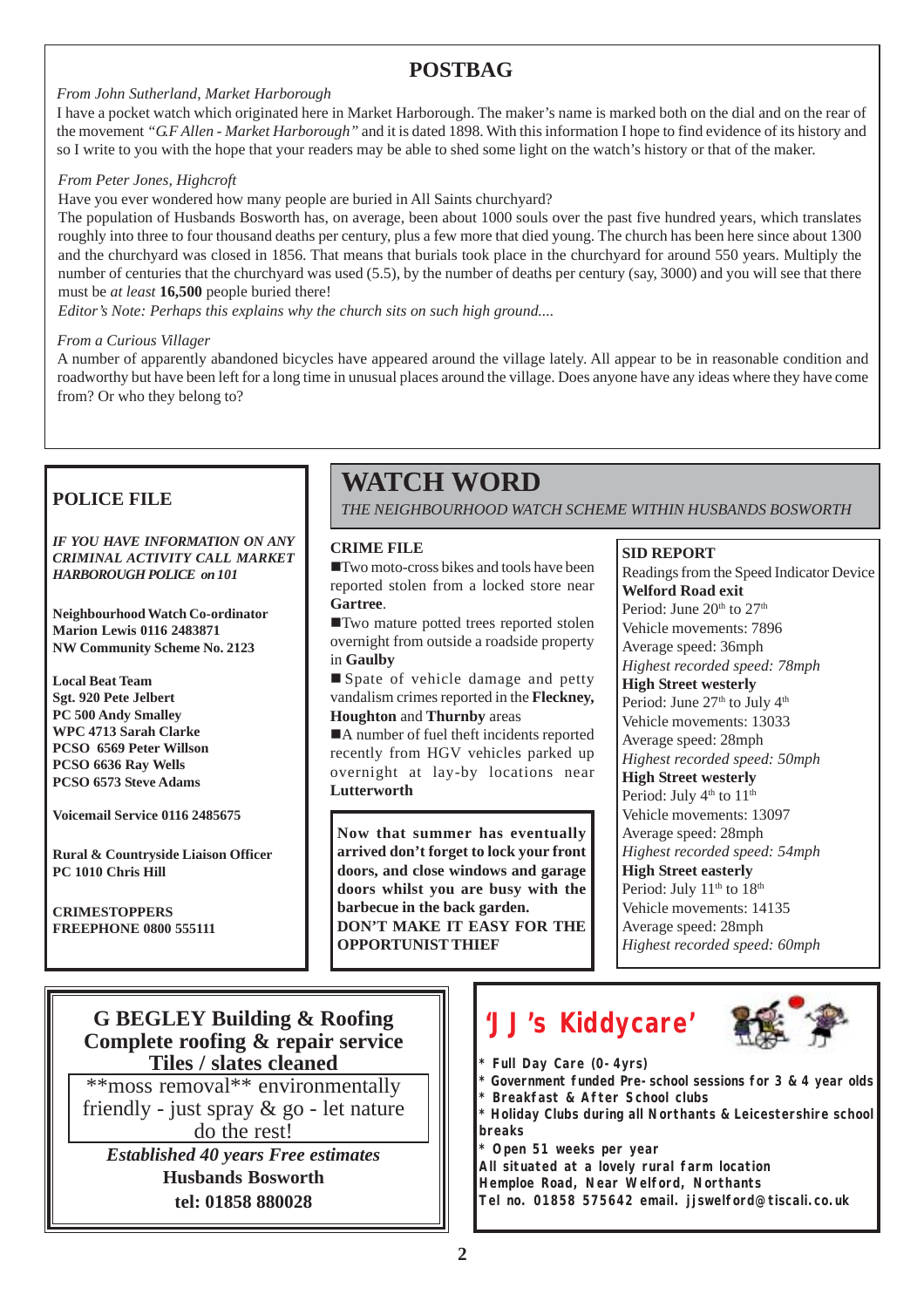## POSTBAG

*From John Sutherland, Market Harborough*

I have a pocket watch which originated here in Market Harborough. The maker's name is marked both on the dial and on the rear of the movement *"G.F Allen - Market Harborough"* and it is dated 1898. With this information I hope to find evidence of its history and so I write to you with the hope that your readers may be able to shed some light on the watch's history or that of the maker.

*From Peter Jones, Highcroft*

Have you ever wondered how many people are buried in All Saints churchyard?

The population of Husbands Bosworth has, on average, been about 1000 souls over the past five hundred years, which translates roughly into three to four thousand deaths per century, plus a few more that died young. The church has been here since about 1300 and the churchyard was closed in 1856. That means that burials took place in the churchyard for around 550 years. Multiply the number of centuries that the churchyard was used (5.5), by the number of deaths per century (say, 3000) and you will see that there must be *at least* **16,500** people buried there!

*Editor's Note: Perhaps this explains why the church sits on such high ground....*

*From a Curious Villager*

A number of apparently abandoned bicycles have appeared around the village lately. All appear to be in reasonable condition and roadworthy but have been left for a long time in unusual places around the village. Does anyone have any ideas where they have come from? Or who they belong to?

## POLICE FILE

***IF YOU HAVE INFORMATION ON ANY CRIMINAL ACTIVITY CALL MARKET HARBOROUGH POLICE on 101***

**Neighbourhood Watch Co-ordinator**
**Marion Lewis 0116 2483871**
**NW Community Scheme No. 2123**

**Local Beat Team**
**Sgt. 920 Pete Jelbert**
**PC 500 Andy Smalley**
**WPC 4713 Sarah Clarke**
**PCSO 6569 Peter Willson**
**PCSO 6636 Ray Wells**
**PCSO 6573 Steve Adams**

**Voicemail Service 0116 2485675**

**Rural & Countryside Liaison Officer**
**PC 1010 Chris Hill**

**CRIMESTOPPERS**
**FREEPHONE 0800 555111**

# WATCH WORD

*THE NEIGHBOURHOOD WATCH SCHEME WITHIN HUSBANDS BOSWORTH*

### CRIME FILE

- Two moto-cross bikes and tools have been reported stolen from a locked store near **Gartree**.
- Two mature potted trees reported stolen overnight from outside a roadside property in **Gaulby**
- Spate of vehicle damage and petty vandalism crimes reported in the **Fleckney, Houghton** and **Thurnby** areas
- A number of fuel theft incidents reported recently from HGV vehicles parked up overnight at lay-by locations near **Lutterworth**

**Now that summer has eventually arrived don't forget to lock your front doors, and close windows and garage doors whilst you are busy with the barbecue in the back garden.**
**DON'T MAKE IT EASY FOR THE OPPORTUNIST THIEF**

### SID REPORT

Readings from the Speed Indicator Device

**Welford Road exit**
Period: June 20th to 27th
Vehicle movements: 7896
Average speed: 36mph
*Highest recorded speed: 78mph*

**High Street westerly**
Period: June 27th to July 4th
Vehicle movements: 13033
Average speed: 28mph
*Highest recorded speed: 50mph*

**High Street westerly**
Period: July 4th to 11th
Vehicle movements: 13097
Average speed: 28mph
*Highest recorded speed: 54mph*

**High Street easterly**
Period: July 11th to 18th
Vehicle movements: 14135
Average speed: 28mph
*Highest recorded speed: 60mph*

---

**G BEGLEY Building & Roofing**
**Complete roofing & repair service**
**Tiles / slates cleaned**
**moss removal** environmentally friendly - just spray & go - let nature do the rest!
***Established 40 years Free estimates***
**Husbands Bosworth**
**tel: 01858 880028**

---

## 'J J's Kiddycare'

- Full Day Care (0-4yrs)
- Government funded Pre-school sessions for 3 & 4 year olds
- Breakfast & After School clubs
- Holiday Clubs during all Northants & Leicestershire school breaks
- Open 51 weeks per year

All situated at a lovely rural farm location
Hemploe Road, Near Welford, Northants
Tel no. 01858 575642 email. jjswelford@tiscali.co.uk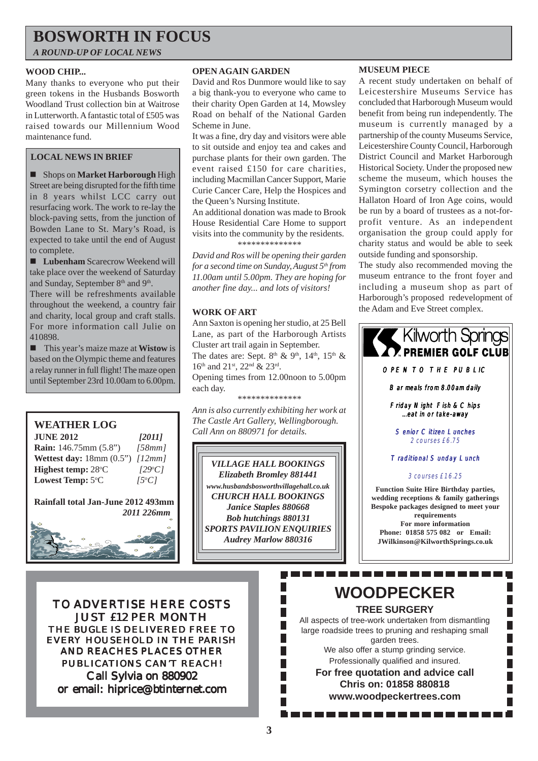# BOSWORTH IN FOCUS

*A ROUND-UP OF LOCAL NEWS*

### WOOD CHIP...

Many thanks to everyone who put their green tokens in the Husbands Bosworth Woodland Trust collection bin at Waitrose in Lutterworth. A fantastic total of £505 was raised towards our Millennium Wood maintenance fund.

### LOCAL NEWS IN BRIEF

- Shops on **Market Harborough** High Street are being disrupted for the fifth time in 8 years whilst LCC carry out resurfacing work. The work to re-lay the block-paving setts, from the junction of Bowden Lane to St. Mary's Road, is expected to take until the end of August to complete.
- **Lubenham** Scarecrow Weekend will take place over the weekend of Saturday and Sunday, September 8th and 9th.

  There will be refreshments available throughout the weekend, a country fair and charity, local group and craft stalls. For more information call Julie on 410898.
- This year's maize maze at **Wistow** is based on the Olympic theme and features a relay runner in full flight! The maze open until September 23rd 10.00am to 6.00pm.

### WEATHER LOG

| JUNE 2012 | [2011] |
|---|---|
| **Rain:** 146.75mm (5.8") | [58mm] |
| **Wettest day:** 18mm (0.5") | [12mm] |
| **Highest temp:** 28°C | [29°C] |
| **Lowest Temp:** 5°C | [5°C] |

**Rainfall total Jan-June 2012 493mm**
**2011 226mm**

### OPEN AGAIN GARDEN

David and Ros Dunmore would like to say a big thank-you to everyone who came to their charity Open Garden at 14, Mowsley Road on behalf of the National Garden Scheme in June.

It was a fine, dry day and visitors were able to sit outside and enjoy tea and cakes and purchase plants for their own garden. The event raised £150 for care charities, including Macmillan Cancer Support, Marie Curie Cancer Care, Help the Hospices and the Queen's Nursing Institute.

An additional donation was made to Brook House Residential Care Home to support visits into the community by the residents.

**************

*David and Ros will be opening their garden for a second time on Sunday, August 5th from 11.00am until 5.00pm. They are hoping for another fine day... and lots of visitors!*

### WORK OF ART

Ann Saxton is opening her studio, at 25 Bell Lane, as part of the Harborough Artists Cluster art trail again in September.

The dates are: Sept. 8th & 9th, 14th, 15th & 16th and 21st, 22nd & 23rd.

Opening times from 12.00noon to 5.00pm each day.

**************

*Ann is also currently exhibiting her work at The Castle Art Gallery, Wellingborough. Call Ann on 880971 for details.*

*VILLAGE HALL BOOKINGS*
*Elizabeth Bromley 881441*
*www.husbandsbosworthvillagehall.co.uk*
*CHURCH HALL BOOKINGS*
*Janice Staples 880668*
*Bob hutchings 880131*
*SPORTS PAVILION ENQUIRIES*
*Audrey Marlow 880316*

### MUSEUM PIECE

A recent study undertaken on behalf of Leicestershire Museums Service has concluded that Harborough Museum would benefit from being run independently. The museum is currently managed by a partnership of the county Museums Service, Leicestershire County Council, Harborough District Council and Market Harborough Historical Society. Under the proposed new scheme the museum, which houses the Symington corsetry collection and the Hallaton Hoard of Iron Age coins, would be run by a board of trustees as a not-for-profit venture. As an independent organisation the group could apply for charity status and would be able to seek outside funding and sponsorship.

The study also recommended moving the museum entrance to the front foyer and including a museum shop as part of Harborough's proposed redevelopment of the Adam and Eve Street complex.

**Kilworth Springs PREMIER GOLF CLUB**

OPEN TO THE PUBLIC

Bar meals from 8.00am daily

Friday Night Fish & Chips
...eat in or take-away

Senior Citizen Lunches
2 courses £6.75

Traditional Sunday Lunch
3 courses £16.25

**Function Suite Hire Birthday parties, wedding receptions & family gatherings**
**Bespoke packages designed to meet your requirements**
**For more information**
**Phone: 01858 575 082 or Email: JWilkinson@KilworthSprings.co.uk**

TO ADVERTISE HERE COSTS JUST £12 PER MONTH
THE BUGLE IS DELIVERED FREE TO EVERY HOUSEHOLD IN THE PARISH AND REACHES PLACES OTHER PUBLICATIONS CAN'T REACH!
Call Sylvia on 880902
or email: hiprice@btinternet.com

## WOODPECKER

**TREE SURGERY**

All aspects of tree-work undertaken from dismantling large roadside trees to pruning and reshaping small garden trees.
We also offer a stump grinding service.
Professionally qualified and insured.

**For free quotation and advice call**
**Chris on: 01858 880818**
**www.woodpeckertrees.com**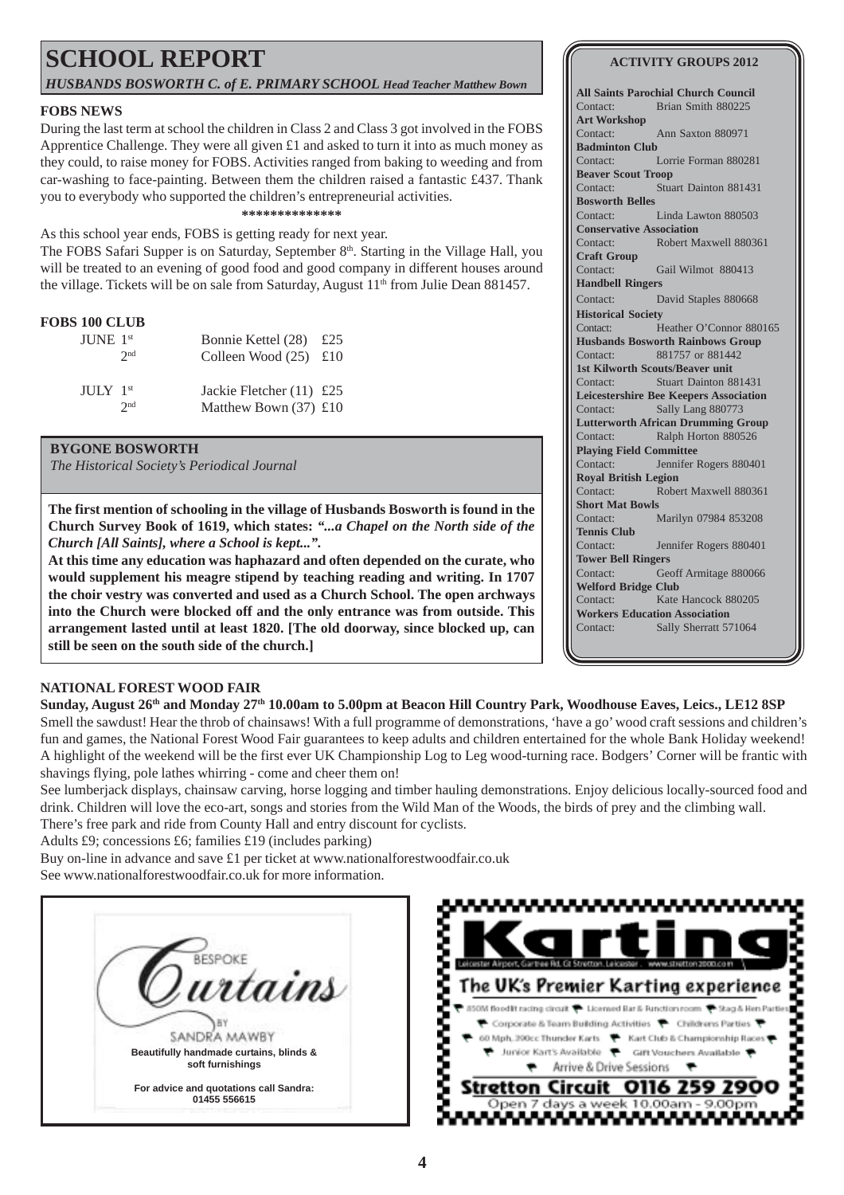# SCHOOL REPORT

*HUSBANDS BOSWORTH C. of E. PRIMARY SCHOOL* ***Head Teacher Matthew Bown***

### FOBS NEWS

During the last term at school the children in Class 2 and Class 3 got involved in the FOBS Apprentice Challenge. They were all given £1 and asked to turn it into as much money as they could, to raise money for FOBS. Activities ranged from baking to weeding and from car-washing to face-painting. Between them the children raised a fantastic £437. Thank you to everybody who supported the children's entrepreneurial activities.

**************

As this school year ends, FOBS is getting ready for next year.

The FOBS Safari Supper is on Saturday, September 8th. Starting in the Village Hall, you will be treated to an evening of good food and good company in different houses around the village. Tickets will be on sale from Saturday, August 11th from Julie Dean 881457.

### FOBS 100 CLUB

| | | | |
|---|---|---|---|
| JUNE | 1st | Bonnie Kettel (28) | £25 |
| | 2nd | Colleen Wood (25) | £10 |
| JULY | 1st | Jackie Fletcher (11) | £25 |
| | 2nd | Matthew Bown (37) | £10 |

### BYGONE BOSWORTH

*The Historical Society's Periodical Journal*

**The first mention of schooling in the village of Husbands Bosworth is found in the Church Survey Book of 1619, which states: *"...a Chapel on the North side of the Church [All Saints], where a School is kept..."*.**

**At this time any education was haphazard and often depended on the curate, who would supplement his meagre stipend by teaching reading and writing. In 1707 the choir vestry was converted and used as a Church School. The open archways into the Church were blocked off and the only entrance was from outside. This arrangement lasted until at least 1820. [The old doorway, since blocked up, can still be seen on the south side of the church.]**

### ACTIVITY GROUPS 2012

**All Saints Parochial Church Council**
Contact: Brian Smith 880225

**Art Workshop**
Contact: Ann Saxton 880971

**Badminton Club**
Contact: Lorrie Forman 880281

**Beaver Scout Troop**
Contact: Stuart Dainton 881431

**Bosworth Belles**
Contact: Linda Lawton 880503

**Conservative Association**
Contact: Robert Maxwell 880361

**Craft Group**
Contact: Gail Wilmot 880413

**Handbell Ringers**
Contact: David Staples 880668

**Historical Society**
Contact: Heather O'Connor 880165

**Husbands Bosworth Rainbows Group**
Contact: 881757 or 881442

**1st Kilworth Scouts/Beaver unit**
Contact: Stuart Dainton 881431

**Leicestershire Bee Keepers Association**
Contact: Sally Lang 880773

**Lutterworth African Drumming Group**
Contact: Ralph Horton 880526

**Playing Field Committee**
Contact: Jennifer Rogers 880401

**Royal British Legion**
Contact: Robert Maxwell 880361

**Short Mat Bowls**
Contact: Marilyn 07984 853208

**Tennis Club**
Contact: Jennifer Rogers 880401

**Tower Bell Ringers**
Contact: Geoff Armitage 880066

**Welford Bridge Club**
Contact: Kate Hancock 880205

**Workers Education Association**
Contact: Sally Sherratt 571064

### NATIONAL FOREST WOOD FAIR

**Sunday, August 26th and Monday 27th 10.00am to 5.00pm at Beacon Hill Country Park, Woodhouse Eaves, Leics., LE12 8SP**

Smell the sawdust! Hear the throb of chainsaws! With a full programme of demonstrations, 'have a go' wood craft sessions and children's fun and games, the National Forest Wood Fair guarantees to keep adults and children entertained for the whole Bank Holiday weekend! A highlight of the weekend will be the first ever UK Championship Log to Leg wood-turning race. Bodgers' Corner will be frantic with shavings flying, pole lathes whirring - come and cheer them on!

See lumberjack displays, chainsaw carving, horse logging and timber hauling demonstrations. Enjoy delicious locally-sourced food and drink. Children will love the eco-art, songs and stories from the Wild Man of the Woods, the birds of prey and the climbing wall.

There's free park and ride from County Hall and entry discount for cyclists.

Adults £9; concessions £6; families £19 (includes parking)

Buy on-line in advance and save £1 per ticket at www.nationalforestwoodfair.co.uk

See www.nationalforestwoodfair.co.uk for more information.

BESPOKE Curtains BY SANDRA MAWBY

**Beautifully handmade curtains, blinds & soft furnishings**

**For advice and quotations call Sandra: 01455 556615**

**Karting**

Leicester Airport, Gartree Rd, Gt Stretton, Leicester. www.stretton2000.com

The UK's Premier Karting experience

- 850M floodlit racing circuit
- Licensed Bar & Function room
- Stag & Hen Parties
- Corporate & Team Building Activities
- Childrens Parties
- 60 Mph, 390cc Thunder Karts
- Kart Club & Championship Races
- Junior Kart's Available
- Gift Vouchers Available
- Arrive & Drive Sessions

**Stretton Circuit 0116 259 2900**

Open 7 days a week 10.00am - 9.00pm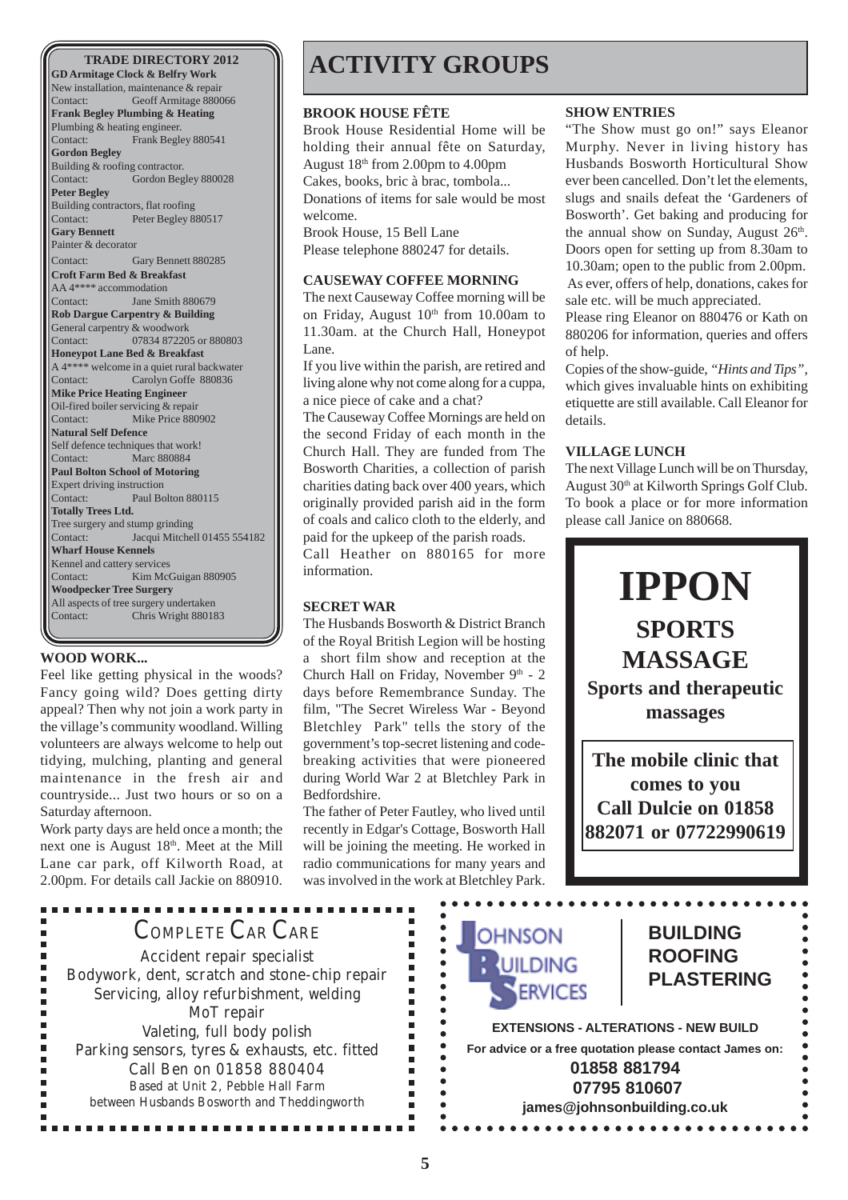## TRADE DIRECTORY 2012

**GD Armitage Clock & Belfry Work**
New installation, maintenance & repair
Contact: Geoff Armitage 880066

**Frank Begley Plumbing & Heating**
Plumbing & heating engineer.
Contact: Frank Begley 880541

**Gordon Begley**
Building & roofing contractor.
Contact: Gordon Begley 880028

**Peter Begley**
Building contractors, flat roofing
Contact: Peter Begley 880517

**Gary Bennett**
Painter & decorator
Contact: Gary Bennett 880285

**Croft Farm Bed & Breakfast**
AA 4**** accommodation
Contact: Jane Smith 880679

**Rob Dargue Carpentry & Building**
General carpentry & woodwork
Contact: 07834 872205 or 880803

**Honeypot Lane Bed & Breakfast**
A 4**** welcome in a quiet rural backwater
Contact: Carolyn Goffe 880836

**Mike Price Heating Engineer**
Oil-fired boiler servicing & repair
Contact: Mike Price 880902

**Natural Self Defence**
Self defence techniques that work!
Contact: Marc 880884

**Paul Bolton School of Motoring**
Expert driving instruction
Contact: Paul Bolton 880115

**Totally Trees Ltd.**
Tree surgery and stump grinding
Contact: Jacqui Mitchell 01455 554182

**Wharf House Kennels**
Kennel and cattery services
Contact: Kim McGuigan 880905

**Woodpecker Tree Surgery**
All aspects of tree surgery undertaken
Contact: Chris Wright 880183

### WOOD WORK...

Feel like getting physical in the woods? Fancy going wild? Does getting dirty appeal? Then why not join a work party in the village's community woodland. Willing volunteers are always welcome to help out tidying, mulching, planting and general maintenance in the fresh air and countryside... Just two hours or so on a Saturday afternoon.

Work party days are held once a month; the next one is August 18th. Meet at the Mill Lane car park, off Kilworth Road, at 2.00pm. For details call Jackie on 880910.

# ACTIVITY GROUPS

### BROOK HOUSE FÊTE

Brook House Residential Home will be holding their annual fête on Saturday, August 18th from 2.00pm to 4.00pm

Cakes, books, bric à brac, tombola...

Donations of items for sale would be most welcome.

Brook House, 15 Bell Lane

Please telephone 880247 for details.

### CAUSEWAY COFFEE MORNING

The next Causeway Coffee morning will be on Friday, August 10th from 10.00am to 11.30am. at the Church Hall, Honeypot Lane.

If you live within the parish, are retired and living alone why not come along for a cuppa, a nice piece of cake and a chat?

The Causeway Coffee Mornings are held on the second Friday of each month in the Church Hall. They are funded from The Bosworth Charities, a collection of parish charities dating back over 400 years, which originally provided parish aid in the form of coals and calico cloth to the elderly, and paid for the upkeep of the parish roads.

Call Heather on 880165 for more information.

### SECRET WAR

The Husbands Bosworth & District Branch of the Royal British Legion will be hosting a short film show and reception at the Church Hall on Friday, November 9th - 2 days before Remembrance Sunday. The film, "The Secret Wireless War - Beyond Bletchley Park" tells the story of the government's top-secret listening and code-breaking activities that were pioneered during World War 2 at Bletchley Park in Bedfordshire.

The father of Peter Fautley, who lived until recently in Edgar's Cottage, Bosworth Hall will be joining the meeting. He worked in radio communications for many years and was involved in the work at Bletchley Park.

### SHOW ENTRIES

"The Show must go on!" says Eleanor Murphy. Never in living history has Husbands Bosworth Horticultural Show ever been cancelled. Don't let the elements, slugs and snails defeat the 'Gardeners of Bosworth'. Get baking and producing for the annual show on Sunday, August 26th. Doors open for setting up from 8.30am to 10.30am; open to the public from 2.00pm. As ever, offers of help, donations, cakes for sale etc. will be much appreciated.

Please ring Eleanor on 880476 or Kath on 880206 for information, queries and offers of help.

Copies of the show-guide, *"Hints and Tips"*, which gives invaluable hints on exhibiting etiquette are still available. Call Eleanor for details.

### VILLAGE LUNCH

The next Village Lunch will be on Thursday, August 30th at Kilworth Springs Golf Club. To book a place or for more information please call Janice on 880668.

**IPPON**
**SPORTS MASSAGE**
**Sports and therapeutic massages**

**The mobile clinic that comes to you**
**Call Dulcie on 01858 882071 or 07722990619**

COMPLETE CAR CARE
Accident repair specialist
Bodywork, dent, scratch and stone-chip repair
Servicing, alloy refurbishment, welding
MoT repair
Valeting, full body polish
Parking sensors, tyres & exhausts, etc. fitted
Call Ben on 01858 880404
Based at Unit 2, Pebble Hall Farm
between Husbands Bosworth and Theddingworth

JOHNSON BUILDING SERVICES
**BUILDING**
**ROOFING**
**PLASTERING**

**EXTENSIONS - ALTERATIONS - NEW BUILD**
**For advice or a free quotation please contact James on:**
**01858 881794**
**07795 810607**
**james@johnsonbuilding.co.uk**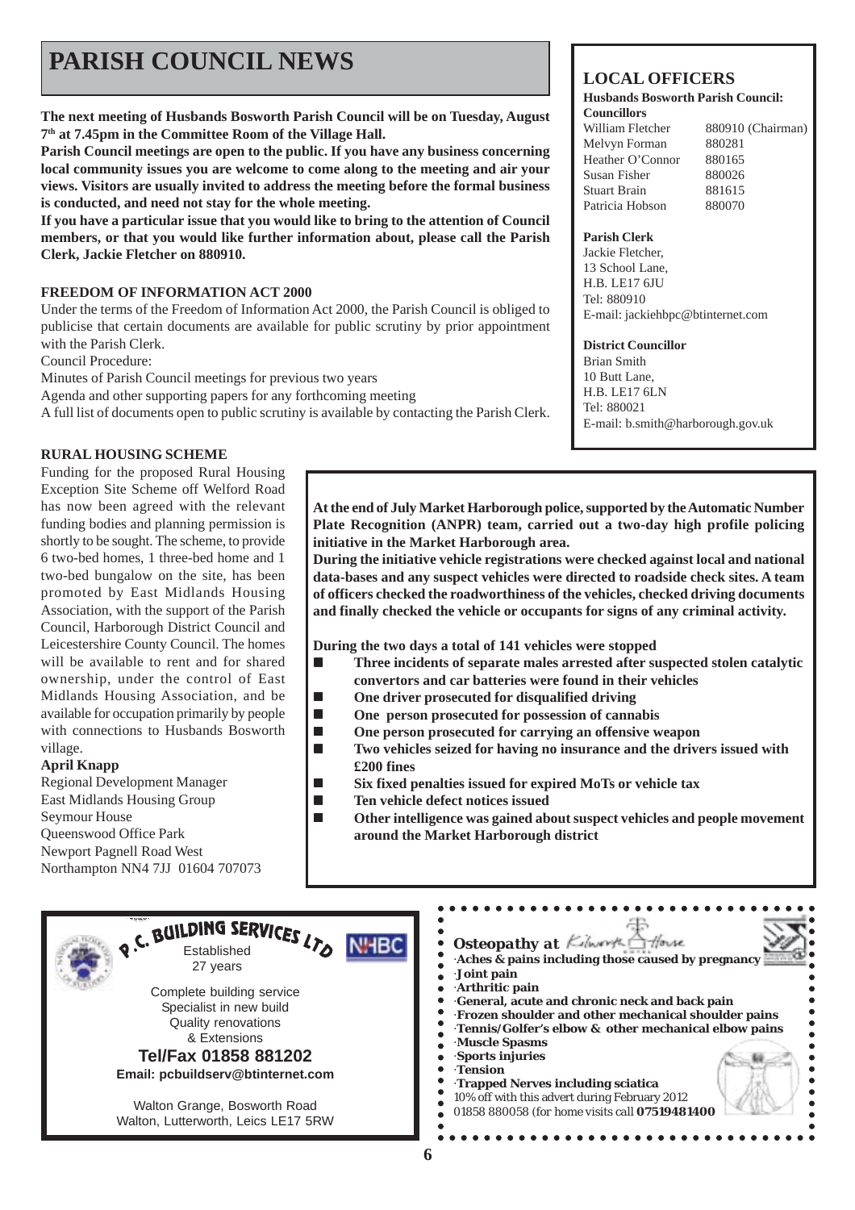# PARISH COUNCIL NEWS

**The next meeting of Husbands Bosworth Parish Council will be on Tuesday, August 7th at 7.45pm in the Committee Room of the Village Hall.**

**Parish Council meetings are open to the public. If you have any business concerning local community issues you are welcome to come along to the meeting and air your views. Visitors are usually invited to address the meeting before the formal business is conducted, and need not stay for the whole meeting.**

**If you have a particular issue that you would like to bring to the attention of Council members, or that you would like further information about, please call the Parish Clerk, Jackie Fletcher on 880910.**

**FREEDOM OF INFORMATION ACT 2000**

Under the terms of the Freedom of Information Act 2000, the Parish Council is obliged to publicise that certain documents are available for public scrutiny by prior appointment with the Parish Clerk.

Council Procedure:

Minutes of Parish Council meetings for previous two years

Agenda and other supporting papers for any forthcoming meeting

A full list of documents open to public scrutiny is available by contacting the Parish Clerk.

## LOCAL OFFICERS

**Husbands Bosworth Parish Council:**

**Councillors**

| | |
|---|---|
| William Fletcher | 880910 (Chairman) |
| Melvyn Forman | 880281 |
| Heather O'Connor | 880165 |
| Susan Fisher | 880026 |
| Stuart Brain | 881615 |
| Patricia Hobson | 880070 |

**Parish Clerk**

Jackie Fletcher,
13 School Lane,
H.B. LE17 6JU
Tel: 880910
E-mail: jackiehbpc@btinternet.com

**District Councillor**

Brian Smith
10 Butt Lane,
H.B. LE17 6LN
Tel: 880021
E-mail: b.smith@harborough.gov.uk

**RURAL HOUSING SCHEME**

Funding for the proposed Rural Housing Exception Site Scheme off Welford Road has now been agreed with the relevant funding bodies and planning permission is shortly to be sought. The scheme, to provide 6 two-bed homes, 1 three-bed home and 1 two-bed bungalow on the site, has been promoted by East Midlands Housing Association, with the support of the Parish Council, Harborough District Council and Leicestershire County Council. The homes will be available to rent and for shared ownership, under the control of East Midlands Housing Association, and be available for occupation primarily by people with connections to Husbands Bosworth village.

**April Knapp**
Regional Development Manager
East Midlands Housing Group
Seymour House
Queenswood Office Park
Newport Pagnell Road West
Northampton NN4 7JJ 01604 707073

**At the end of July Market Harborough police, supported by the Automatic Number Plate Recognition (ANPR) team, carried out a two-day high profile policing initiative in the Market Harborough area.**

**During the initiative vehicle registrations were checked against local and national data-bases and any suspect vehicles were directed to roadside check sites. A team of officers checked the roadworthiness of the vehicles, checked driving documents and finally checked the vehicle or occupants for signs of any criminal activity.**

**During the two days a total of 141 vehicles were stopped**

- **Three incidents of separate males arrested after suspected stolen catalytic convertors and car batteries were found in their vehicles**
- **One driver prosecuted for disqualified driving**
- **One person prosecuted for possession of cannabis**
- **One person prosecuted for carrying an offensive weapon**
- **Two vehicles seized for having no insurance and the drivers issued with £200 fines**
- **Six fixed penalties issued for expired MoTs or vehicle tax**
- **Ten vehicle defect notices issued**
- **Other intelligence was gained about suspect vehicles and people movement around the Market Harborough district**

**P.C. BUILDING SERVICES LTD**
Established
27 years
NHBC

Complete building service
Specialist in new build
Quality renovations
& Extensions
**Tel/Fax 01858 881202**
**Email: pcbuildserv@btinternet.com**

Walton Grange, Bosworth Road
Walton, Lutterworth, Leics LE17 5RW

***Osteopathy at** Kilworth House*

- **Aches & pains including those caused by pregnancy**
- **Joint pain**
- **Arthritic pain**
- **General, acute and chronic neck and back pain**
- **Frozen shoulder and other mechanical shoulder pains**
- **Tennis/Golfer's elbow & other mechanical elbow pains**
- **Muscle Spasms**
- **Sports injuries**
- **Tension**
- **Trapped Nerves including sciatica**

10% off with this advert during February 2012
01858 880058 (for home visits call **07519481400**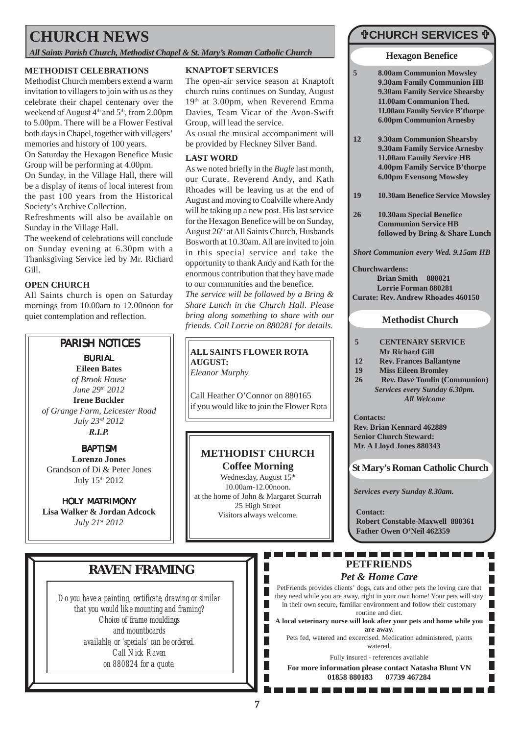# CHURCH NEWS

*All Saints Parish Church, Methodist Chapel & St. Mary's Roman Catholic Church*

### METHODIST CELEBRATIONS

Methodist Church members extend a warm invitation to villagers to join with us as they celebrate their chapel centenary over the weekend of August 4th and 5th, from 2.00pm to 5.00pm. There will be a Flower Festival both days in Chapel, together with villagers' memories and history of 100 years.

On Saturday the Hexagon Benefice Music Group will be performing at 4.00pm.

On Sunday, in the Village Hall, there will be a display of items of local interest from the past 100 years from the Historical Society's Archive Collection.

Refreshments will also be available on Sunday in the Village Hall.

The weekend of celebrations will conclude on Sunday evening at 6.30pm with a Thanksgiving Service led by Mr. Richard Gill.

### OPEN CHURCH

All Saints church is open on Saturday mornings from 10.00am to 12.00noon for quiet contemplation and reflection.

### KNAPTOFT SERVICES

The open-air service season at Knaptoft church ruins continues on Sunday, August 19th at 3.00pm, when Reverend Emma Davies, Team Vicar of the Avon-Swift Group, will lead the service.

As usual the musical accompaniment will be provided by Fleckney Silver Band.

### LAST WORD

As we noted briefly in the *Bugle* last month, our Curate, Reverend Andy, and Kath Rhoades will be leaving us at the end of August and moving to Coalville where Andy will be taking up a new post. His last service for the Hexagon Benefice will be on Sunday, August 26th at All Saints Church, Husbands Bosworth at 10.30am. All are invited to join in this special service and take the opportunity to thank Andy and Kath for the enormous contribution that they have made to our communities and the benefice.

*The service will be followed by a Bring & Share Lunch in the Church Hall. Please bring along something to share with our friends. Call Lorrie on 880281 for details.*

## PARISH NOTICES

**BURIAL**

**Eileen Bates**
*of Brook House*
*June 29th 2012*

**Irene Buckler**
*of Grange Farm, Leicester Road*
*July 23rd 2012*

***R.I.P.***

**BAPTISM**

**Lorenzo Jones**
Grandson of Di & Peter Jones
July 15th 2012

**HOLY MATRIMONY**

**Lisa Walker & Jordan Adcock**
*July 21st 2012*

**ALL SAINTS FLOWER ROTA AUGUST:**
*Eleanor Murphy*

Call Heather O'Connor on 880165 if you would like to join the Flower Rota

## METHODIST CHURCH

**Coffee Morning**

Wednesday, August 15th
10.00am-12.00noon.
at the home of John & Margaret Scurrah
25 High Street
Visitors always welcome.

## ✞CHURCH SERVICES ✞

### Hexagon Benefice

**5**
- **8.00am Communion Mowsley**
- **9.30am Family Communion HB**
- **9.30am Family Service Shearsby**
- **11.00am Communion Thed.**
- **11.00am Family Service B'thorpe**
- **6.00pm Communion Arnesby**

**12**
- **9.30am Communion Shearsby**
- **9.30am Family Service Arnesby**
- **11.00am Family Service HB**
- **4.00pm Family Service B'thorpe**
- **6.00pm Evensong Mowsley**

**19**
- **10.30am Benefice Service Mowsley**

**26**
- **10.30am Special Benefice Communion Service HB followed by Bring & Share Lunch**

***Short Communion every Wed. 9.15am HB***

**Churchwardens:**
**Brian Smith 880021**
**Lorrie Forman 880281**
**Curate: Rev. Andrew Rhoades 460150**

### Methodist Church

- **5 CENTENARY SERVICE Mr Richard Gill**
- **12 Rev. Frances Ballantyne**
- **19 Miss Eileen Bromley**
- **26 Rev. Dave Tomlin (Communion)**

***Services every Sunday 6.30pm.***
***All Welcome***

**Contacts:**
**Rev. Brian Kennard 462889**
**Senior Church Steward:**
**Mr. A Lloyd Jones 880343**

### St Mary's Roman Catholic Church

***Services every Sunday 8.30am.***

**Contact:**
**Robert Constable-Maxwell 880361**
**Father Owen O'Neil 462359**

## RAVEN FRAMING

*Do you have a painting, certificate, drawing or similar that you would like mounting and framing?*
*Choice of frame mouldings and mountboards available, or 'specials' can be ordered.*
*Call Nick Raven on 880824 for a quote.*

## PETFRIENDS

***Pet & Home Care***

PetFriends provides clients' dogs, cats and other pets the loving care that they need while you are away, right in your own home! Your pets will stay in their own secure, familiar environment and follow their customary routine and diet.

**A local veterinary nurse will look after your pets and home while you are away.**

Pets fed, watered and excercised. Medication administered, plants watered.

Fully insured - references available

**For more information please contact Natasha Blunt VN**
**01858 880183 07739 467284**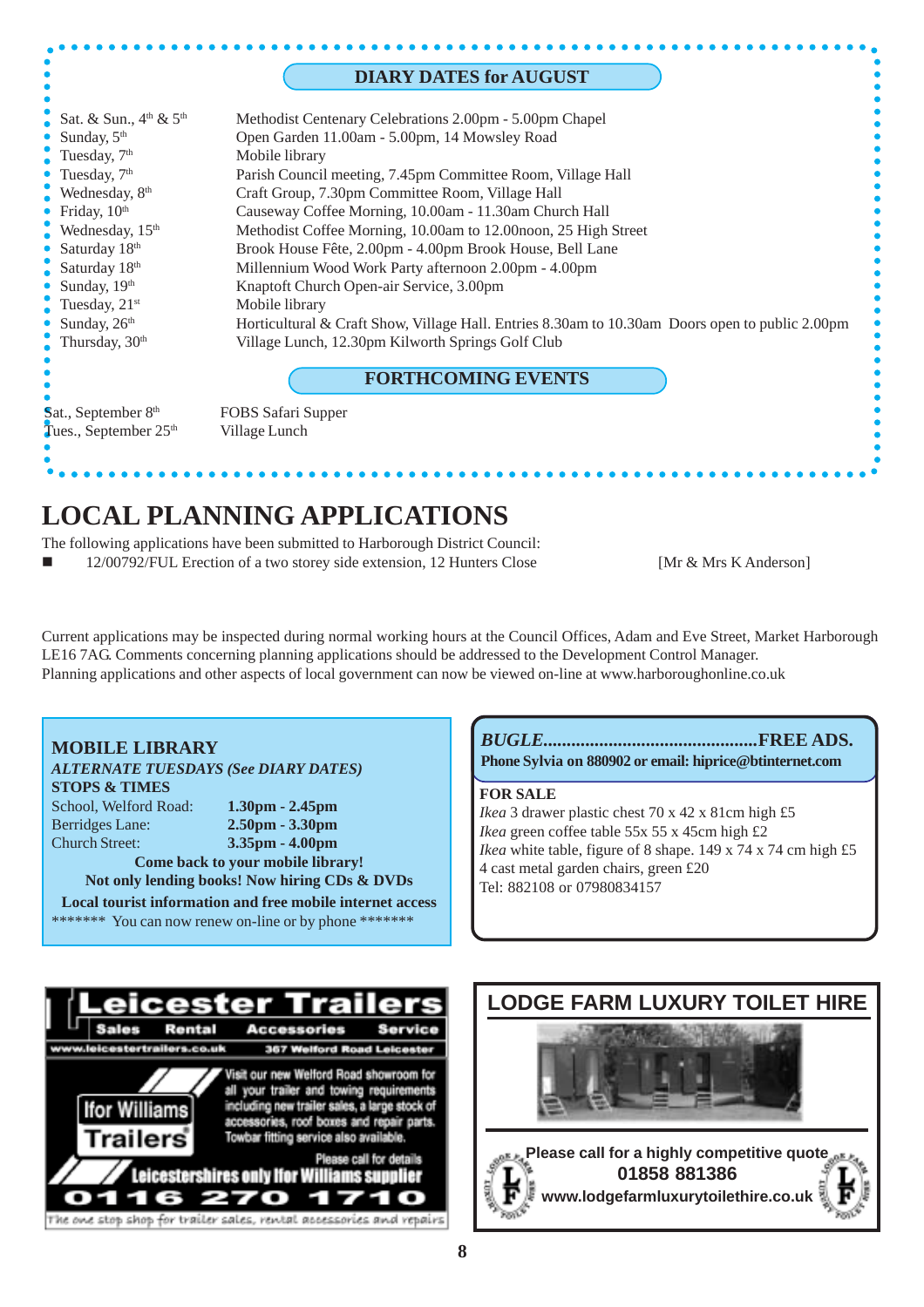## DIARY DATES for AUGUST

| | |
|---|---|
| Sat. & Sun., 4th & 5th | Methodist Centenary Celebrations 2.00pm - 5.00pm Chapel |
| Sunday, 5th | Open Garden 11.00am - 5.00pm, 14 Mowsley Road |
| Tuesday, 7th | Mobile library |
| Tuesday, 7th | Parish Council meeting, 7.45pm Committee Room, Village Hall |
| Wednesday, 8th | Craft Group, 7.30pm Committee Room, Village Hall |
| Friday, 10th | Causeway Coffee Morning, 10.00am - 11.30am Church Hall |
| Wednesday, 15th | Methodist Coffee Morning, 10.00am to 12.00noon, 25 High Street |
| Saturday 18th | Brook House Fête, 2.00pm - 4.00pm Brook House, Bell Lane |
| Saturday 18th | Millennium Wood Work Party afternoon 2.00pm - 4.00pm |
| Sunday, 19th | Knaptoft Church Open-air Service, 3.00pm |
| Tuesday, 21st | Mobile library |
| Sunday, 26th | Horticultural & Craft Show, Village Hall. Entries 8.30am to 10.30am Doors open to public 2.00pm |
| Thursday, 30th | Village Lunch, 12.30pm Kilworth Springs Golf Club |

## FORTHCOMING EVENTS

| | |
|---|---|
| Sat., September 8th | FOBS Safari Supper |
| Tues., September 25th | Village Lunch |

# LOCAL PLANNING APPLICATIONS

The following applications have been submitted to Harborough District Council:

- 12/00792/FUL Erection of a two storey side extension, 12 Hunters Close [Mr & Mrs K Anderson]

Current applications may be inspected during normal working hours at the Council Offices, Adam and Eve Street, Market Harborough LE16 7AG. Comments concerning planning applications should be addressed to the Development Control Manager.
Planning applications and other aspects of local government can now be viewed on-line at www.harboroughonline.co.uk

## MOBILE LIBRARY

*ALTERNATE TUESDAYS (See DIARY DATES)*

**STOPS & TIMES**

| | |
|---|---|
| School, Welford Road: | **1.30pm - 2.45pm** |
| Berridges Lane: | **2.50pm - 3.30pm** |
| Church Street: | **3.35pm - 4.00pm** |

**Come back to your mobile library!**
**Not only lending books! Now hiring CDs & DVDs**
**Local tourist information and free mobile internet access**
******* You can now renew on-line or by phone *******

## *BUGLE*..............................................FREE ADS.

**Phone Sylvia on 880902 or email: hiprice@btinternet.com**

**FOR SALE**

*Ikea* 3 drawer plastic chest 70 x 42 x 81cm high £5
*Ikea* green coffee table 55x 55 x 45cm high £2
*Ikea* white table, figure of 8 shape. 149 x 74 x 74 cm high £5
4 cast metal garden chairs, green £20
Tel: 882108 or 07980834157

## Leicester Trailers

Sales Rental Accessories Service

www.leicestertrailers.co.uk 367 Welford Road Leicester

Ifor Williams Trailers

Visit our new Welford Road showroom for all your trailer and towing requirements including new trailer sales, a large stock of accessories, roof boxes and repair parts. Towbar fitting service also available.

Please call for details

Leicestershires only Ifor Williams supplier

0116 270 1710

The one stop shop for trailer sales, rental accessories and repairs

## LODGE FARM LUXURY TOILET HIRE

Please call for a highly competitive quote
**01858 881386**
www.lodgefarmluxurytoilethire.co.uk